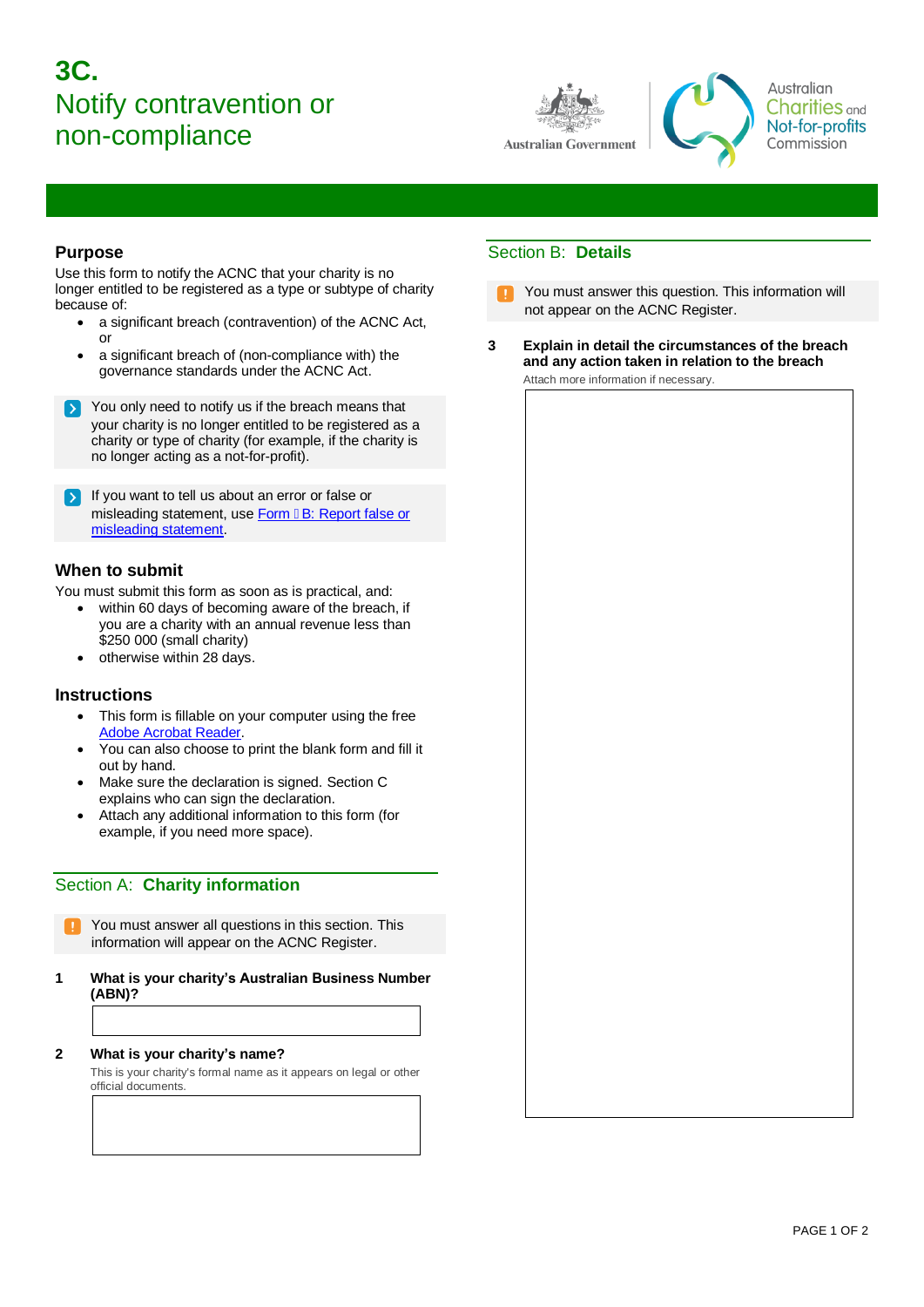# 3C.
# Notify contravention or non-compliance

## Purpose

Use this form to notify the ACNC that your charity is no longer entitled to be registered as a type or subtype of charity because of:

- a significant breach (contravention) of the ACNC Act, or
- a significant breach of (non-compliance with) the governance standards under the ACNC Act.

You only need to notify us if the breach means that your charity is no longer entitled to be registered as a charity or type of charity (for example, if the charity is no longer acting as a not-for-profit).

If you want to tell us about an error or false or misleading statement, use Form B: Report false or misleading statement.

## When to submit

You must submit this form as soon as is practical, and:

- within 60 days of becoming aware of the breach, if you are a charity with an annual revenue less than $250 000 (small charity)
- otherwise within 28 days.

## Instructions

- This form is fillable on your computer using the free Adobe Acrobat Reader.
- You can also choose to print the blank form and fill it out by hand.
- Make sure the declaration is signed. Section C explains who can sign the declaration.
- Attach any additional information to this form (for example, if you need more space).

## Section A: **Charity information**

You must answer all questions in this section. This information will appear on the ACNC Register.

**1 What is your charity's Australian Business Number (ABN)?**

**2 What is your charity's name?**

This is your charity's formal name as it appears on legal or other official documents.

## Section B: **Details**

You must answer this question. This information will not appear on the ACNC Register.

**3 Explain in detail the circumstances of the breach and any action taken in relation to the breach**

Attach more information if necessary.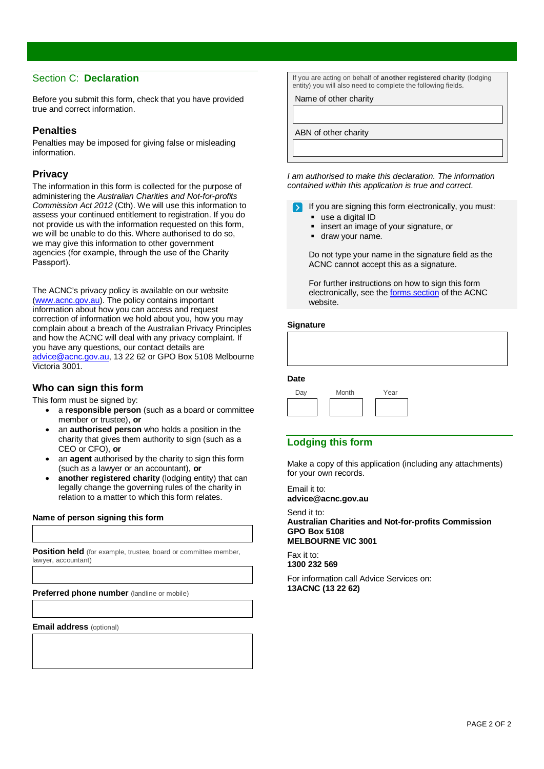## Section C: **Declaration**

Before you submit this form, check that you have provided true and correct information.

### Penalties

Penalties may be imposed for giving false or misleading information.

### Privacy

The information in this form is collected for the purpose of administering the *Australian Charities and Not-for-profits Commission Act 2012* (Cth). We will use this information to assess your continued entitlement to registration. If you do not provide us with the information requested on this form, we will be unable to do this. Where authorised to do so, we may give this information to other government agencies (for example, through the use of the Charity Passport).

The ACNC's privacy policy is available on our website (www.acnc.gov.au). The policy contains important information about how you can access and request correction of information we hold about you, how you may complain about a breach of the Australian Privacy Principles and how the ACNC will deal with any privacy complaint. If you have any questions, our contact details are advice@acnc.gov.au, 13 22 62 or GPO Box 5108 Melbourne Victoria 3001.

### Who can sign this form

This form must be signed by:

- a **responsible person** (such as a board or committee member or trustee), **or**
- an **authorised person** who holds a position in the charity that gives them authority to sign (such as a CEO or CFO), **or**
- an **agent** authorised by the charity to sign this form (such as a lawyer or an accountant), **or**
- **another registered charity** (lodging entity) that can legally change the governing rules of the charity in relation to a matter to which this form relates.

**Name of person signing this form**

**Position held** (for example, trustee, board or committee member, lawyer, accountant)

**Preferred phone number** (landline or mobile)

**Email address** (optional)

If you are acting on behalf of **another registered charity** (lodging entity) you will also need to complete the following fields.

Name of other charity

ABN of other charity

*I am authorised to make this declaration. The information contained within this application is true and correct.*

If you are signing this form electronically, you must:

- use a digital ID
- insert an image of your signature, or
- draw your name.

Do not type your name in the signature field as the ACNC cannot accept this as a signature.

For further instructions on how to sign this form electronically, see the forms section of the ACNC website.

**Signature**

**Date**

Day Month Year

## Lodging this form

Make a copy of this application (including any attachments) for your own records.

Email it to:
**advice@acnc.gov.au**

Send it to:
**Australian Charities and Not-for-profits Commission**
**GPO Box 5108**
**MELBOURNE VIC 3001**

Fax it to:
**1300 232 569**

For information call Advice Services on:
**13ACNC (13 22 62)**